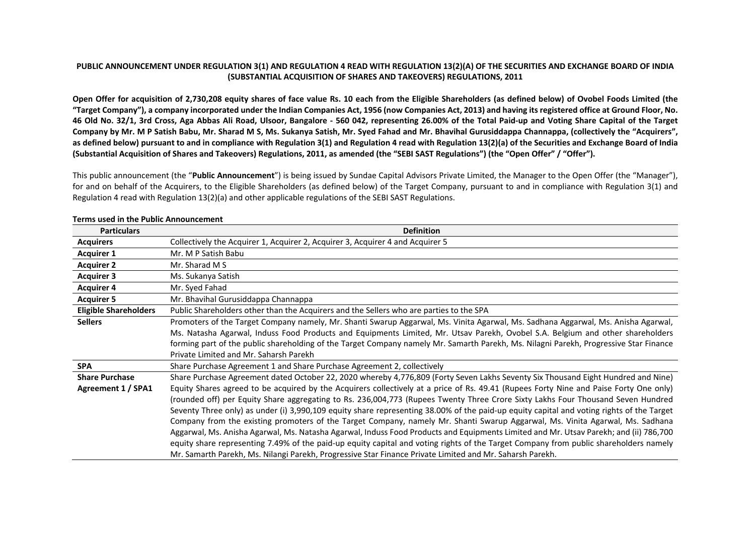**PUBLIC ANNOUNCEMENT UNDER REGULATION 3(1) AND REGULATION 4 READ WITH REGULATION 13(2)(A) OF THE SECURITIES AND EXCHANGE BOARD OF INDIA (SUBSTANTIAL ACQUISITION OF SHARES AND TAKEOVERS) REGULATIONS, 2011**

**Open Offer for acquisition of 2,730,208 equity shares of face value Rs. 10 each from the Eligible Shareholders (as defined below) of Ovobel Foods Limited (the "Target Company"), a company incorporated under the Indian Companies Act, 1956 (now Companies Act, 2013) and having its registered office at Ground Floor, No. 46 Old No. 32/1, 3rd Cross, Aga Abbas Ali Road, Ulsoor, Bangalore - 560 042, representing 26.00% of the Total Paid-up and Voting Share Capital of the Target Company by Mr. M P Satish Babu, Mr. Sharad M S, Ms. Sukanya Satish, Mr. Syed Fahad and Mr. Bhavihal Gurusiddappa Channappa, (collectively the "Acquirers", as defined below) pursuant to and in compliance with Regulation 3(1) and Regulation 4 read with Regulation 13(2)(a) of the Securities and Exchange Board of India (Substantial Acquisition of Shares and Takeovers) Regulations, 2011, as amended (the "SEBI SAST Regulations") (the "Open Offer" / "Offer").**

This public announcement (the "**Public Announcement**") is being issued by Sundae Capital Advisors Private Limited, the Manager to the Open Offer (the "Manager"), for and on behalf of the Acquirers, to the Eligible Shareholders (as defined below) of the Target Company, pursuant to and in compliance with Regulation 3(1) and Regulation 4 read with Regulation 13(2)(a) and other applicable regulations of the SEBI SAST Regulations.

**Terms used in the Public Announcement**

| Particulars | Definition |
|---|---|
| **Acquirers** | Collectively the Acquirer 1, Acquirer 2, Acquirer 3, Acquirer 4 and Acquirer 5 |
| **Acquirer 1** | Mr. M P Satish Babu |
| **Acquirer 2** | Mr. Sharad M S |
| **Acquirer 3** | Ms. Sukanya Satish |
| **Acquirer 4** | Mr. Syed Fahad |
| **Acquirer 5** | Mr. Bhavihal Gurusiddappa Channappa |
| **Eligible Shareholders** | Public Shareholders other than the Acquirers and the Sellers who are parties to the SPA |
| **Sellers** | Promoters of the Target Company namely, Mr. Shanti Swarup Aggarwal, Ms. Vinita Agarwal, Ms. Sadhana Aggarwal, Ms. Anisha Agarwal, Ms. Natasha Agarwal, Induss Food Products and Equipments Limited, Mr. Utsav Parekh, Ovobel S.A. Belgium and other shareholders forming part of the public shareholding of the Target Company namely Mr. Samarth Parekh, Ms. Nilagni Parekh, Progressive Star Finance Private Limited and Mr. Saharsh Parekh |
| **SPA** | Share Purchase Agreement 1 and Share Purchase Agreement 2, collectively |
| **Share Purchase Agreement 1 / SPA1** | Share Purchase Agreement dated October 22, 2020 whereby 4,776,809 (Forty Seven Lakhs Seventy Six Thousand Eight Hundred and Nine) Equity Shares agreed to be acquired by the Acquirers collectively at a price of Rs. 49.41 (Rupees Forty Nine and Paise Forty One only) (rounded off) per Equity Share aggregating to Rs. 236,004,773 (Rupees Twenty Three Crore Sixty Lakhs Four Thousand Seven Hundred Seventy Three only) as under (i) 3,990,109 equity share representing 38.00% of the paid-up equity capital and voting rights of the Target Company from the existing promoters of the Target Company, namely Mr. Shanti Swarup Aggarwal, Ms. Vinita Agarwal, Ms. Sadhana Aggarwal, Ms. Anisha Agarwal, Ms. Natasha Agarwal, Induss Food Products and Equipments Limited and Mr. Utsav Parekh; and (ii) 786,700 equity share representing 7.49% of the paid-up equity capital and voting rights of the Target Company from public shareholders namely Mr. Samarth Parekh, Ms. Nilangi Parekh, Progressive Star Finance Private Limited and Mr. Saharsh Parekh. |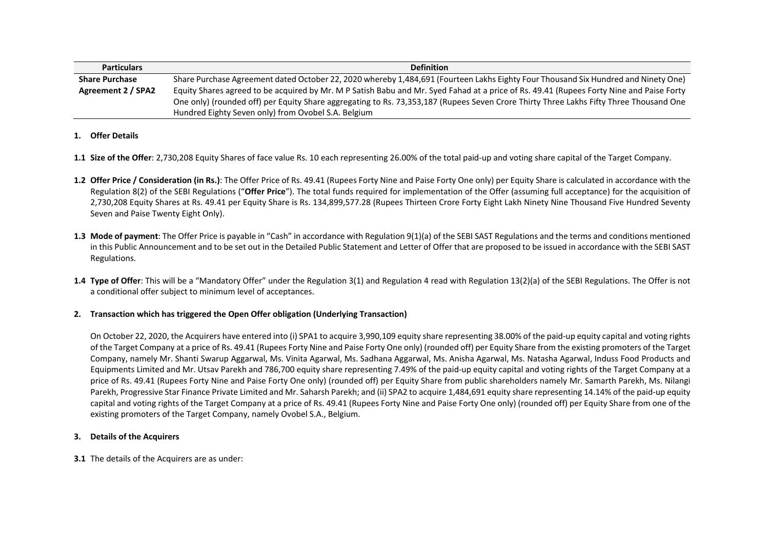| Particulars | Definition |
|---|---|
| Share Purchase Agreement 2 / SPA2 | Share Purchase Agreement dated October 22, 2020 whereby 1,484,691 (Fourteen Lakhs Eighty Four Thousand Six Hundred and Ninety One) Equity Shares agreed to be acquired by Mr. M P Satish Babu and Mr. Syed Fahad at a price of Rs. 49.41 (Rupees Forty Nine and Paise Forty One only) (rounded off) per Equity Share aggregating to Rs. 73,353,187 (Rupees Seven Crore Thirty Three Lakhs Fifty Three Thousand One Hundred Eighty Seven only) from Ovobel S.A. Belgium |

**1. Offer Details**

**1.1 Size of the Offer**: 2,730,208 Equity Shares of face value Rs. 10 each representing 26.00% of the total paid-up and voting share capital of the Target Company.

**1.2 Offer Price / Consideration (in Rs.)**: The Offer Price of Rs. 49.41 (Rupees Forty Nine and Paise Forty One only) per Equity Share is calculated in accordance with the Regulation 8(2) of the SEBI Regulations ("**Offer Price**"). The total funds required for implementation of the Offer (assuming full acceptance) for the acquisition of 2,730,208 Equity Shares at Rs. 49.41 per Equity Share is Rs. 134,899,577.28 (Rupees Thirteen Crore Forty Eight Lakh Ninety Nine Thousand Five Hundred Seventy Seven and Paise Twenty Eight Only).

**1.3 Mode of payment**: The Offer Price is payable in "Cash" in accordance with Regulation 9(1)(a) of the SEBI SAST Regulations and the terms and conditions mentioned in this Public Announcement and to be set out in the Detailed Public Statement and Letter of Offer that are proposed to be issued in accordance with the SEBI SAST Regulations.

**1.4 Type of Offer**: This will be a "Mandatory Offer" under the Regulation 3(1) and Regulation 4 read with Regulation 13(2)(a) of the SEBI Regulations. The Offer is not a conditional offer subject to minimum level of acceptances.

**2. Transaction which has triggered the Open Offer obligation (Underlying Transaction)**

On October 22, 2020, the Acquirers have entered into (i) SPA1 to acquire 3,990,109 equity share representing 38.00% of the paid-up equity capital and voting rights of the Target Company at a price of Rs. 49.41 (Rupees Forty Nine and Paise Forty One only) (rounded off) per Equity Share from the existing promoters of the Target Company, namely Mr. Shanti Swarup Aggarwal, Ms. Vinita Agarwal, Ms. Sadhana Aggarwal, Ms. Anisha Agarwal, Ms. Natasha Agarwal, Induss Food Products and Equipments Limited and Mr. Utsav Parekh and 786,700 equity share representing 7.49% of the paid-up equity capital and voting rights of the Target Company at a price of Rs. 49.41 (Rupees Forty Nine and Paise Forty One only) (rounded off) per Equity Share from public shareholders namely Mr. Samarth Parekh, Ms. Nilangi Parekh, Progressive Star Finance Private Limited and Mr. Saharsh Parekh; and (ii) SPA2 to acquire 1,484,691 equity share representing 14.14% of the paid-up equity capital and voting rights of the Target Company at a price of Rs. 49.41 (Rupees Forty Nine and Paise Forty One only) (rounded off) per Equity Share from one of the existing promoters of the Target Company, namely Ovobel S.A., Belgium.

**3. Details of the Acquirers**

**3.1** The details of the Acquirers are as under: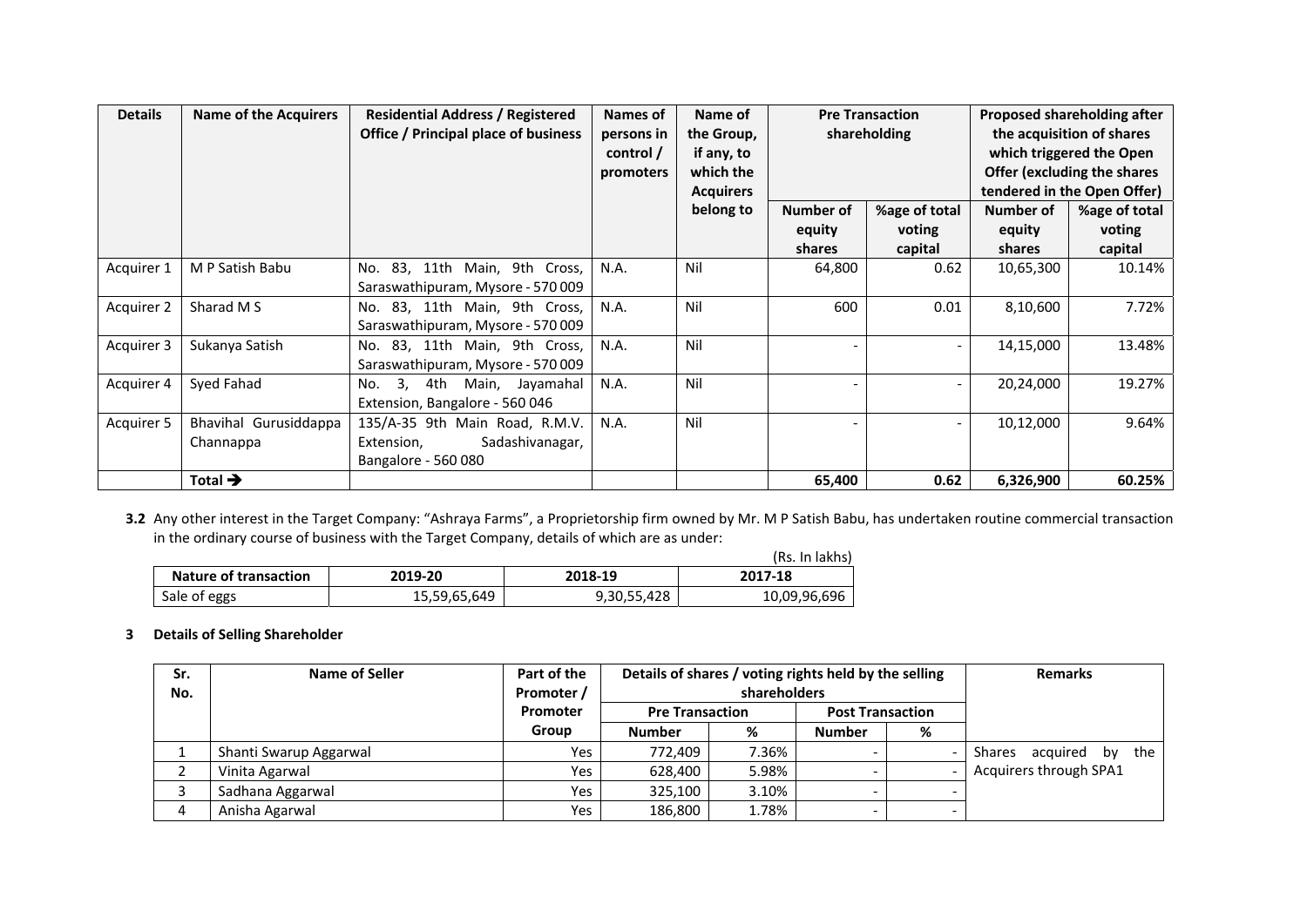| Details | Name of the Acquirers | Residential Address / Registered Office / Principal place of business | Names of persons in control / promoters | Name of the Group, if any, to which the Acquirers belong to | Pre Transaction shareholding | | Proposed shareholding after the acquisition of shares which triggered the Open Offer (excluding the shares tendered in the Open Offer) | |
|---|---|---|---|---|---|---|---|---|
| | | | | | Number of equity shares | %age of total voting capital | Number of equity shares | %age of total voting capital |
| Acquirer 1 | M P Satish Babu | No. 83, 11th Main, 9th Cross, Saraswathipuram, Mysore - 570 009 | N.A. | Nil | 64,800 | 0.62 | 10,65,300 | 10.14% |
| Acquirer 2 | Sharad M S | No. 83, 11th Main, 9th Cross, Saraswathipuram, Mysore - 570 009 | N.A. | Nil | 600 | 0.01 | 8,10,600 | 7.72% |
| Acquirer 3 | Sukanya Satish | No. 83, 11th Main, 9th Cross, Saraswathipuram, Mysore - 570 009 | N.A. | Nil | - | - | 14,15,000 | 13.48% |
| Acquirer 4 | Syed Fahad | No. 3, 4th Main, Jayamahal Extension, Bangalore - 560 046 | N.A. | Nil | - | - | 20,24,000 | 19.27% |
| Acquirer 5 | Bhavihal Gurusiddappa Channappa | 135/A-35 9th Main Road, R.M.V. Extension, Sadashivanagar, Bangalore - 560 080 | N.A. | Nil | - | - | 10,12,000 | 9.64% |
| | **Total →** | | | | **65,400** | **0.62** | **6,326,900** | **60.25%** |

**3.2** Any other interest in the Target Company: "Ashraya Farms", a Proprietorship firm owned by Mr. M P Satish Babu, has undertaken routine commercial transaction in the ordinary course of business with the Target Company, details of which are as under:

(Rs. In lakhs)

| Nature of transaction | 2019-20 | 2018-19 | 2017-18 |
|---|---|---|---|
| Sale of eggs | 15,59,65,649 | 9,30,55,428 | 10,09,96,696 |

**3 Details of Selling Shareholder**

| Sr. No. | Name of Seller | Part of the Promoter / Promoter Group | Details of shares / voting rights held by the selling shareholders | | | | Remarks |
|---|---|---|---|---|---|---|---|
| | | | Pre Transaction | | Post Transaction | | |
| | | | Number | % | Number | % | |
| 1 | Shanti Swarup Aggarwal | Yes | 772,409 | 7.36% | - | - | Shares acquired by the Acquirers through SPA1 |
| 2 | Vinita Agarwal | Yes | 628,400 | 5.98% | - | - | |
| 3 | Sadhana Aggarwal | Yes | 325,100 | 3.10% | - | - | |
| 4 | Anisha Agarwal | Yes | 186,800 | 1.78% | - | - | |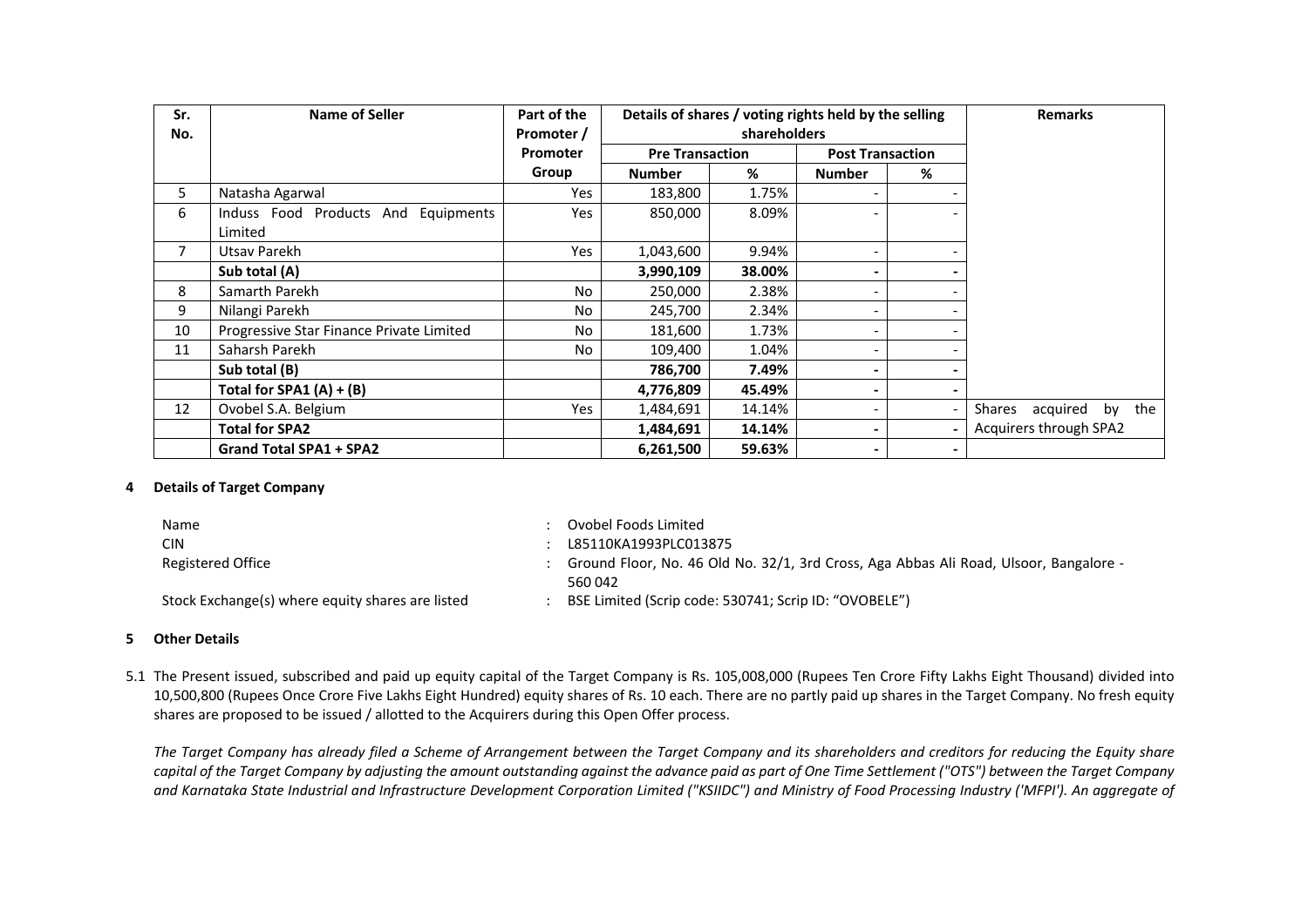| Sr. No. | Name of Seller | Part of the Promoter / Promoter Group | Details of shares / voting rights held by the selling shareholders | | | | Remarks |
|---|---|---|---|---|---|---|---|
| | | | Pre Transaction | | Post Transaction | | |
| | | | Number | % | Number | % | |
| 5 | Natasha Agarwal | Yes | 183,800 | 1.75% | - | - | |
| 6 | Induss Food Products And Equipments Limited | Yes | 850,000 | 8.09% | - | - | |
| 7 | Utsav Parekh | Yes | 1,043,600 | 9.94% | - | - | |
| | **Sub total (A)** | | **3,990,109** | **38.00%** | **-** | **-** | |
| 8 | Samarth Parekh | No | 250,000 | 2.38% | - | - | |
| 9 | Nilangi Parekh | No | 245,700 | 2.34% | - | - | |
| 10 | Progressive Star Finance Private Limited | No | 181,600 | 1.73% | - | - | |
| 11 | Saharsh Parekh | No | 109,400 | 1.04% | - | - | |
| | **Sub total (B)** | | **786,700** | **7.49%** | **-** | **-** | |
| | **Total for SPA1 (A) + (B)** | | **4,776,809** | **45.49%** | **-** | **-** | |
| 12 | Ovobel S.A. Belgium | Yes | 1,484,691 | 14.14% | - | - | Shares acquired by the Acquirers through SPA2 |
| | **Total for SPA2** | | **1,484,691** | **14.14%** | **-** | **-** | |
| | **Grand Total SPA1 + SPA2** | | **6,261,500** | **59.63%** | **-** | **-** | |

**4 Details of Target Company**

| | | |
|---|---|---|
| Name | : | Ovobel Foods Limited |
| CIN | : | L85110KA1993PLC013875 |
| Registered Office | : | Ground Floor, No. 46 Old No. 32/1, 3rd Cross, Aga Abbas Ali Road, Ulsoor, Bangalore - 560 042 |
| Stock Exchange(s) where equity shares are listed | : | BSE Limited (Scrip code: 530741; Scrip ID: "OVOBELE") |

**5 Other Details**

5.1 The Present issued, subscribed and paid up equity capital of the Target Company is Rs. 105,008,000 (Rupees Ten Crore Fifty Lakhs Eight Thousand) divided into 10,500,800 (Rupees Once Crore Five Lakhs Eight Hundred) equity shares of Rs. 10 each. There are no partly paid up shares in the Target Company. No fresh equity shares are proposed to be issued / allotted to the Acquirers during this Open Offer process.

*The Target Company has already filed a Scheme of Arrangement between the Target Company and its shareholders and creditors for reducing the Equity share capital of the Target Company by adjusting the amount outstanding against the advance paid as part of One Time Settlement ("OTS") between the Target Company and Karnataka State Industrial and Infrastructure Development Corporation Limited ("KSIIDC") and Ministry of Food Processing Industry ('MFPI'). An aggregate of*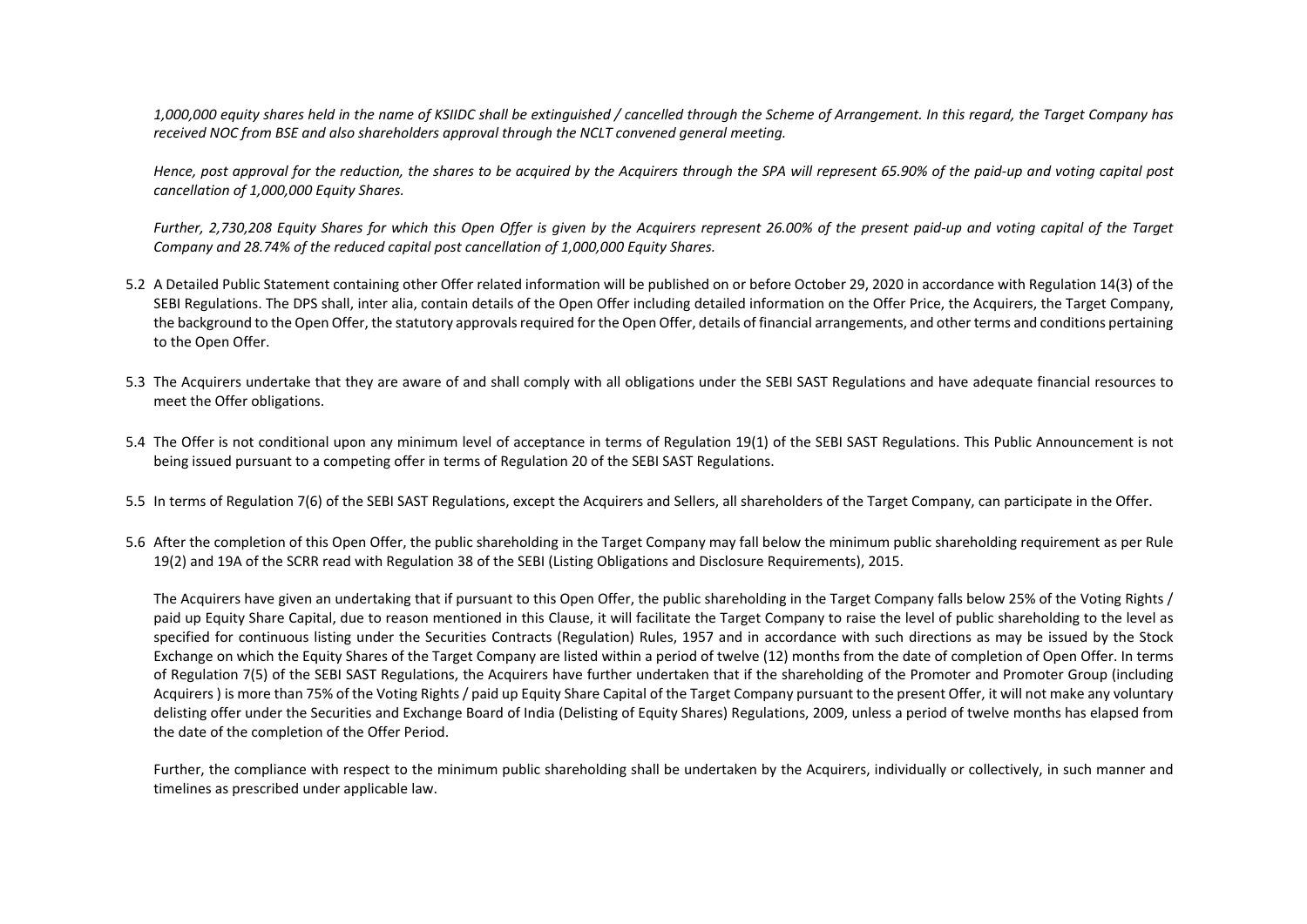*1,000,000 equity shares held in the name of KSIIDC shall be extinguished / cancelled through the Scheme of Arrangement. In this regard, the Target Company has received NOC from BSE and also shareholders approval through the NCLT convened general meeting.*

*Hence, post approval for the reduction, the shares to be acquired by the Acquirers through the SPA will represent 65.90% of the paid-up and voting capital post cancellation of 1,000,000 Equity Shares.*

*Further, 2,730,208 Equity Shares for which this Open Offer is given by the Acquirers represent 26.00% of the present paid-up and voting capital of the Target Company and 28.74% of the reduced capital post cancellation of 1,000,000 Equity Shares.*

5.2 A Detailed Public Statement containing other Offer related information will be published on or before October 29, 2020 in accordance with Regulation 14(3) of the SEBI Regulations. The DPS shall, inter alia, contain details of the Open Offer including detailed information on the Offer Price, the Acquirers, the Target Company, the background to the Open Offer, the statutory approvals required for the Open Offer, details of financial arrangements, and other terms and conditions pertaining to the Open Offer.

5.3 The Acquirers undertake that they are aware of and shall comply with all obligations under the SEBI SAST Regulations and have adequate financial resources to meet the Offer obligations.

5.4 The Offer is not conditional upon any minimum level of acceptance in terms of Regulation 19(1) of the SEBI SAST Regulations. This Public Announcement is not being issued pursuant to a competing offer in terms of Regulation 20 of the SEBI SAST Regulations.

5.5 In terms of Regulation 7(6) of the SEBI SAST Regulations, except the Acquirers and Sellers, all shareholders of the Target Company, can participate in the Offer.

5.6 After the completion of this Open Offer, the public shareholding in the Target Company may fall below the minimum public shareholding requirement as per Rule 19(2) and 19A of the SCRR read with Regulation 38 of the SEBI (Listing Obligations and Disclosure Requirements), 2015.

The Acquirers have given an undertaking that if pursuant to this Open Offer, the public shareholding in the Target Company falls below 25% of the Voting Rights / paid up Equity Share Capital, due to reason mentioned in this Clause, it will facilitate the Target Company to raise the level of public shareholding to the level as specified for continuous listing under the Securities Contracts (Regulation) Rules, 1957 and in accordance with such directions as may be issued by the Stock Exchange on which the Equity Shares of the Target Company are listed within a period of twelve (12) months from the date of completion of Open Offer. In terms of Regulation 7(5) of the SEBI SAST Regulations, the Acquirers have further undertaken that if the shareholding of the Promoter and Promoter Group (including Acquirers ) is more than 75% of the Voting Rights / paid up Equity Share Capital of the Target Company pursuant to the present Offer, it will not make any voluntary delisting offer under the Securities and Exchange Board of India (Delisting of Equity Shares) Regulations, 2009, unless a period of twelve months has elapsed from the date of the completion of the Offer Period.

Further, the compliance with respect to the minimum public shareholding shall be undertaken by the Acquirers, individually or collectively, in such manner and timelines as prescribed under applicable law.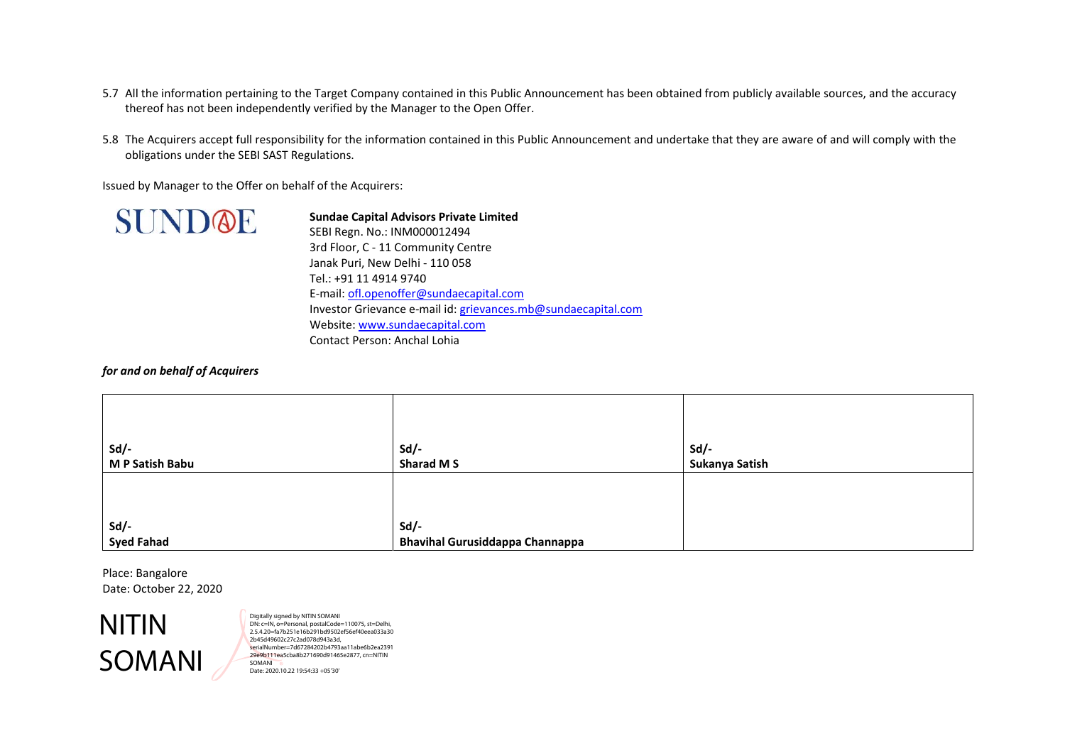5.7 All the information pertaining to the Target Company contained in this Public Announcement has been obtained from publicly available sources, and the accuracy thereof has not been independently verified by the Manager to the Open Offer.

5.8 The Acquirers accept full responsibility for the information contained in this Public Announcement and undertake that they are aware of and will comply with the obligations under the SEBI SAST Regulations.

Issued by Manager to the Offer on behalf of the Acquirers:

SUNDAE

**Sundae Capital Advisors Private Limited**
SEBI Regn. No.: INM000012494
3rd Floor, C - 11 Community Centre
Janak Puri, New Delhi - 110 058
Tel.: +91 11 4914 9740
E-mail: ofl.openoffer@sundaecapital.com
Investor Grievance e-mail id: grievances.mb@sundaecapital.com
Website: www.sundaecapital.com
Contact Person: Anchal Lohia

***for and on behalf of Acquirers***

| | | |
|---|---|---|
| **Sd/-** <br> **M P Satish Babu** | **Sd/-** <br> **Sharad M S** | **Sd/-** <br> **Sukanya Satish** |
| **Sd/-** <br> **Syed Fahad** | **Sd/-** <br> **Bhavihal Gurusiddappa Channappa** | |

Place: Bangalore
Date: October 22, 2020

NITIN SOMANI

Digitally signed by NITIN SOMANI
DN: c=IN, o=Personal, postalCode=110075, st=Delhi, 2.5.4.20=fa7b251e16b291bd9502ef56ef40eea033a302b45d49602c27c2ad078d943a3d, serialNumber=7d67284202b4793aa11abe6b2ea239129e9b111ea5cba8b271690d91465e2877, cn=NITIN SOMANI
Date: 2020.10.22 19:54:33 +05'30'